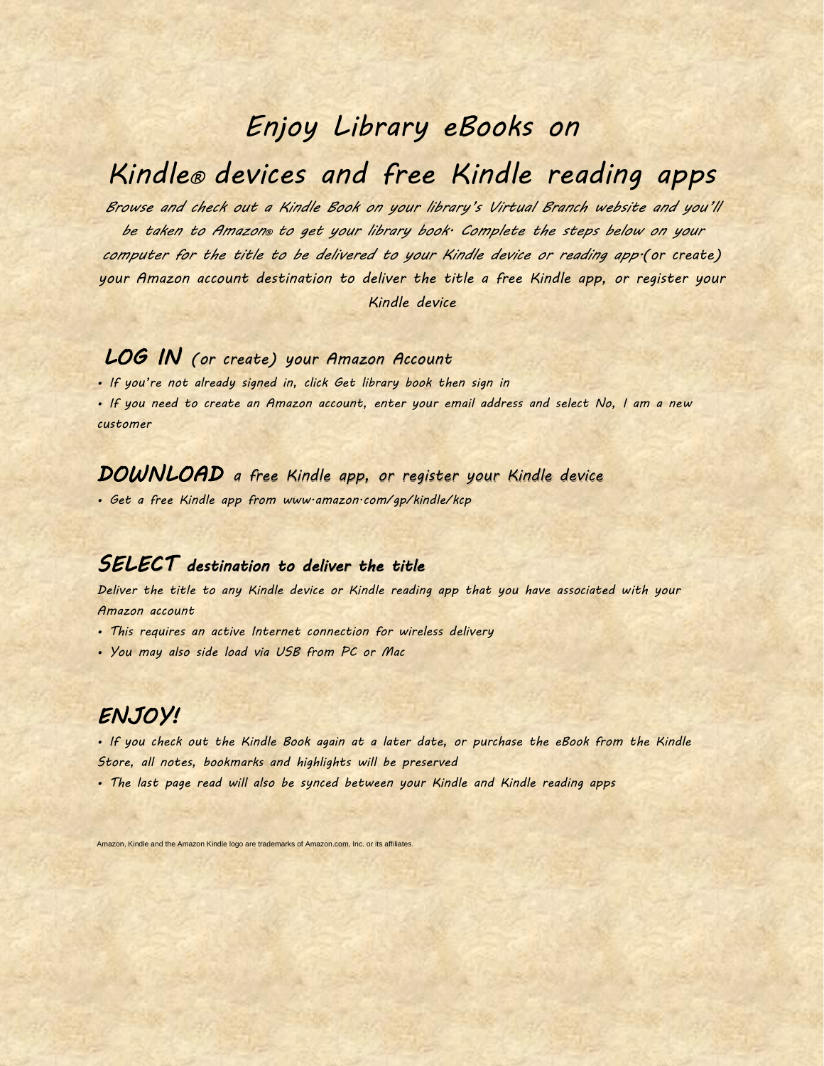# Enjoy Library eBooks on Kindle® devices and free Kindle reading apps

*Browse and check out a Kindle Book on your library's Virtual Branch website and you'll be taken to Amazon® to get your library book. Complete the steps below on your computer for the title to be delivered to your Kindle device or reading app.(or create) your Amazon account destination to deliver the title a free Kindle app, or register your Kindle device*

## LOG IN *(or create) your Amazon Account*

- If you're not already signed in, click Get library book then sign in
- If you need to create an Amazon account, enter your email address and select No, I am a new customer

## DOWNLOAD *a free Kindle app, or register your Kindle device*

- Get a free Kindle app from www.amazon.com/gp/kindle/kcp

## SELECT *destination to deliver the title*

Deliver the title to any Kindle device or Kindle reading app that you have associated with your Amazon account

- This requires an active Internet connection for wireless delivery
- You may also side load via USB from PC or Mac

## ENJOY!

- If you check out the Kindle Book again at a later date, or purchase the eBook from the Kindle Store, all notes, bookmarks and highlights will be preserved
- The last page read will also be synced between your Kindle and Kindle reading apps

Amazon, Kindle and the Amazon Kindle logo are trademarks of Amazon.com, Inc. or its affiliates.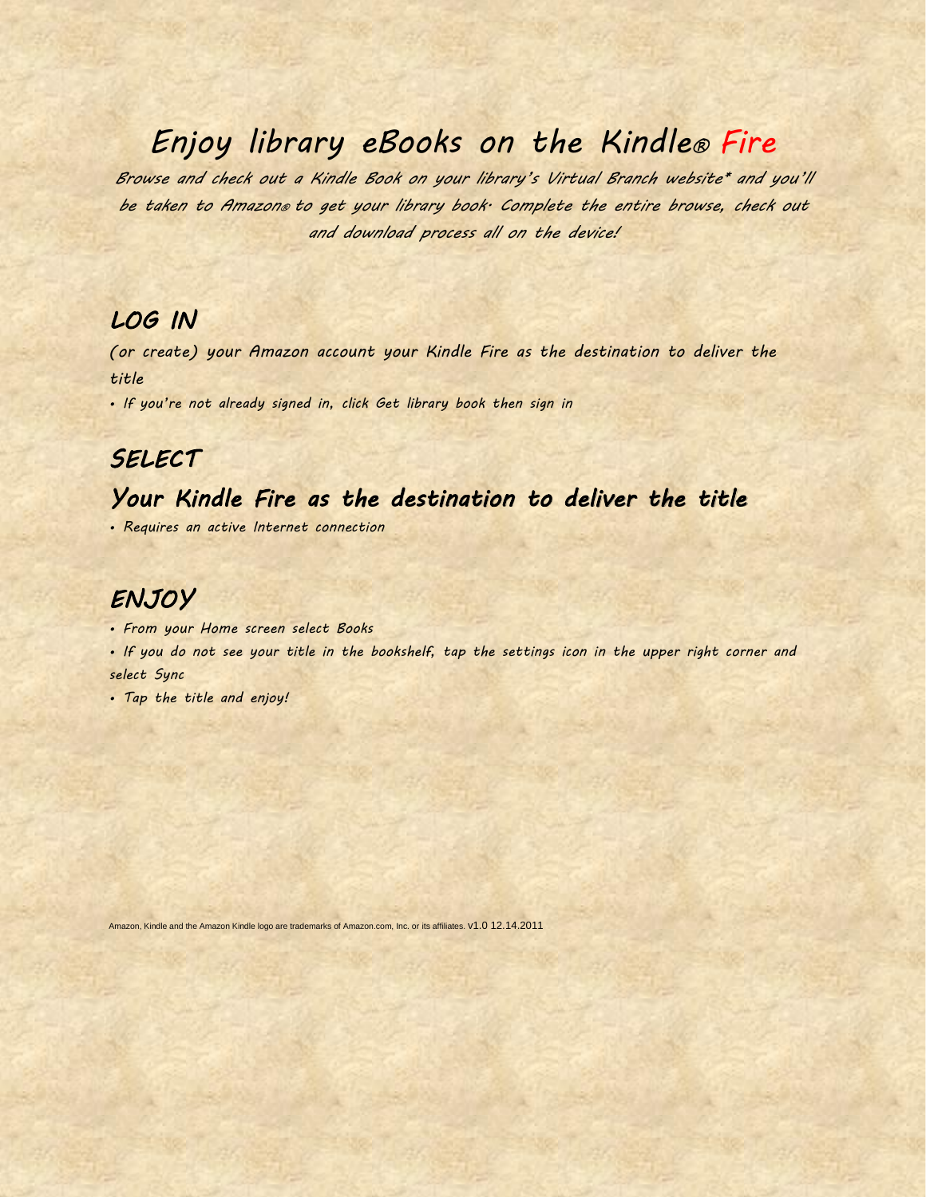# Enjoy library eBooks on the Kindle® Fire

*Browse and check out a Kindle Book on your library's Virtual Branch website\* and you'll be taken to Amazon® to get your library book. Complete the entire browse, check out and download process all on the device!*

## LOG IN

*(or create) your Amazon account your Kindle Fire as the destination to deliver the title*

- *If you're not already signed in, click Get library book then sign in*

## SELECT

## Your Kindle Fire as the destination to deliver the title

- *Requires an active Internet connection*

## ENJOY

- *From your Home screen select Books*
- *If you do not see your title in the bookshelf, tap the settings icon in the upper right corner and select Sync*
- *Tap the title and enjoy!*

Amazon, Kindle and the Amazon Kindle logo are trademarks of Amazon.com, Inc. or its affiliates. v1.0 12.14.2011